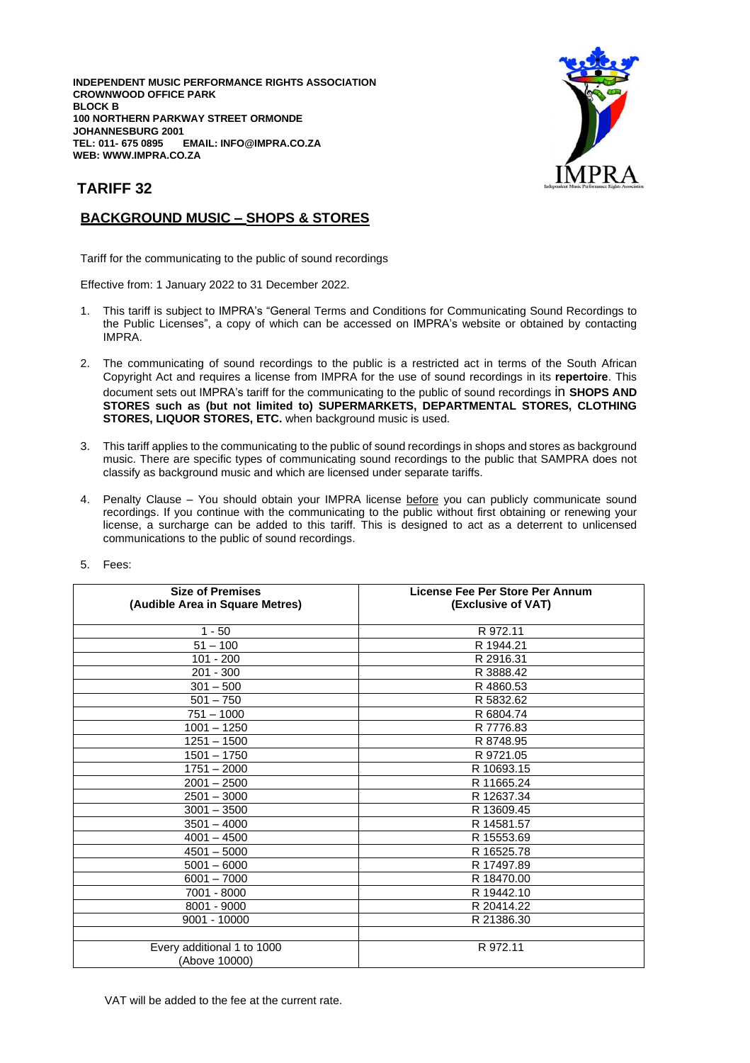**INDEPENDENT MUSIC PERFORMANCE RIGHTS ASSOCIATION**
**CROWNWOOD OFFICE PARK**
**BLOCK B**
**100 NORTHERN PARKWAY STREET ORMONDE**
**JOHANNESBURG 2001**
**TEL: 011- 675 0895 EMAIL: INFO@IMPRA.CO.ZA**
**WEB: WWW.IMPRA.CO.ZA**

## TARIFF 32

## BACKGROUND MUSIC – SHOPS & STORES

Tariff for the communicating to the public of sound recordings

Effective from: 1 January 2022 to 31 December 2022.

1. This tariff is subject to IMPRA's "General Terms and Conditions for Communicating Sound Recordings to the Public Licenses", a copy of which can be accessed on IMPRA's website or obtained by contacting IMPRA.

2. The communicating of sound recordings to the public is a restricted act in terms of the South African Copyright Act and requires a license from IMPRA for the use of sound recordings in its **repertoire**. This document sets out IMPRA's tariff for the communicating to the public of sound recordings in **SHOPS AND STORES such as (but not limited to) SUPERMARKETS, DEPARTMENTAL STORES, CLOTHING STORES, LIQUOR STORES, ETC.** when background music is used.

3. This tariff applies to the communicating to the public of sound recordings in shops and stores as background music. There are specific types of communicating sound recordings to the public that SAMPRA does not classify as background music and which are licensed under separate tariffs.

4. Penalty Clause – You should obtain your IMPRA license before you can publicly communicate sound recordings. If you continue with the communicating to the public without first obtaining or renewing your license, a surcharge can be added to this tariff. This is designed to act as a deterrent to unlicensed communications to the public of sound recordings.

5. Fees:

| Size of Premises (Audible Area in Square Metres) | License Fee Per Store Per Annum (Exclusive of VAT) |
|---|---|
| 1 - 50 | R 972.11 |
| 51 – 100 | R 1944.21 |
| 101 - 200 | R 2916.31 |
| 201 - 300 | R 3888.42 |
| 301 – 500 | R 4860.53 |
| 501 – 750 | R 5832.62 |
| 751 – 1000 | R 6804.74 |
| 1001 – 1250 | R 7776.83 |
| 1251 – 1500 | R 8748.95 |
| 1501 – 1750 | R 9721.05 |
| 1751 – 2000 | R 10693.15 |
| 2001 – 2500 | R 11665.24 |
| 2501 – 3000 | R 12637.34 |
| 3001 – 3500 | R 13609.45 |
| 3501 – 4000 | R 14581.57 |
| 4001 – 4500 | R 15553.69 |
| 4501 – 5000 | R 16525.78 |
| 5001 – 6000 | R 17497.89 |
| 6001 – 7000 | R 18470.00 |
| 7001 - 8000 | R 19442.10 |
| 8001 - 9000 | R 20414.22 |
| 9001 - 10000 | R 21386.30 |
| | |
| Every additional 1 to 1000 (Above 10000) | R 972.11 |

VAT will be added to the fee at the current rate.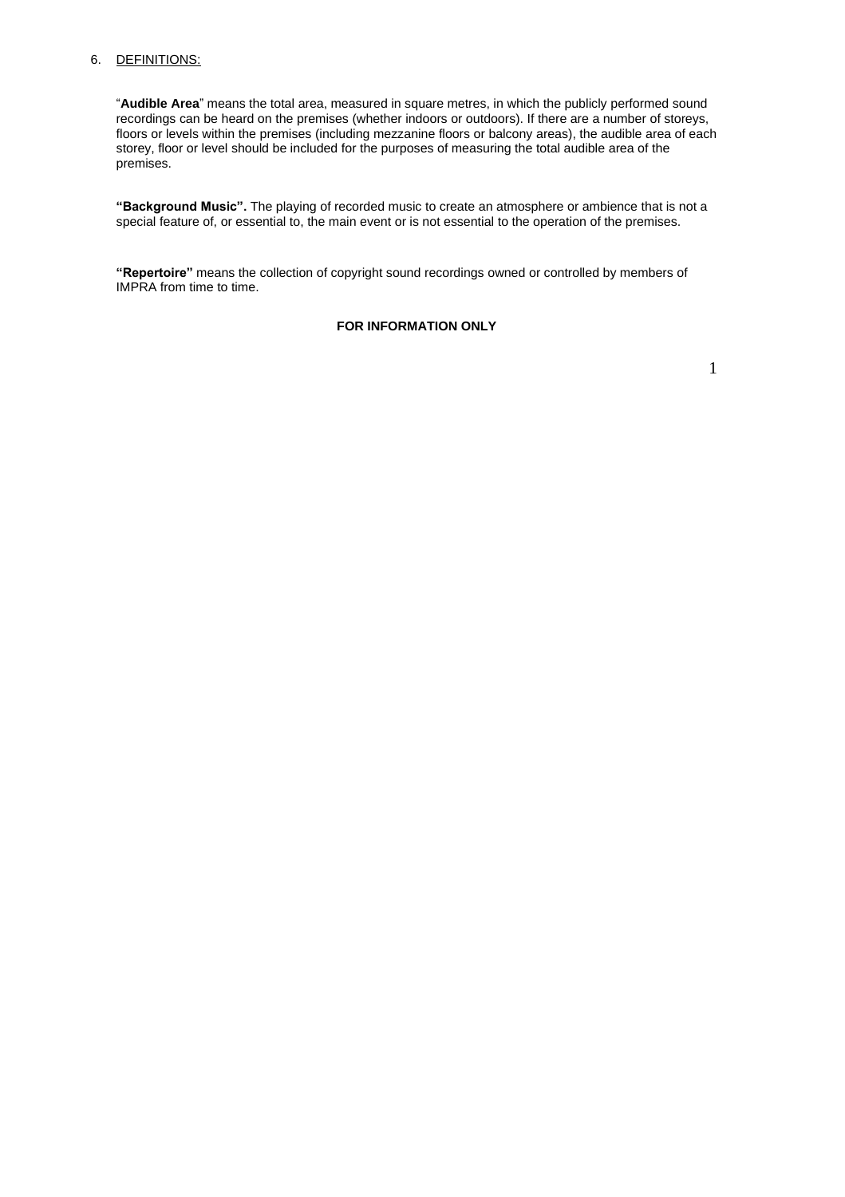6. <u>DEFINITIONS:</u>

"**Audible Area**" means the total area, measured in square metres, in which the publicly performed sound recordings can be heard on the premises (whether indoors or outdoors). If there are a number of storeys, floors or levels within the premises (including mezzanine floors or balcony areas), the audible area of each storey, floor or level should be included for the purposes of measuring the total audible area of the premises.

**"Background Music".** The playing of recorded music to create an atmosphere or ambience that is not a special feature of, or essential to, the main event or is not essential to the operation of the premises.

**"Repertoire"** means the collection of copyright sound recordings owned or controlled by members of IMPRA from time to time.

**FOR INFORMATION ONLY**